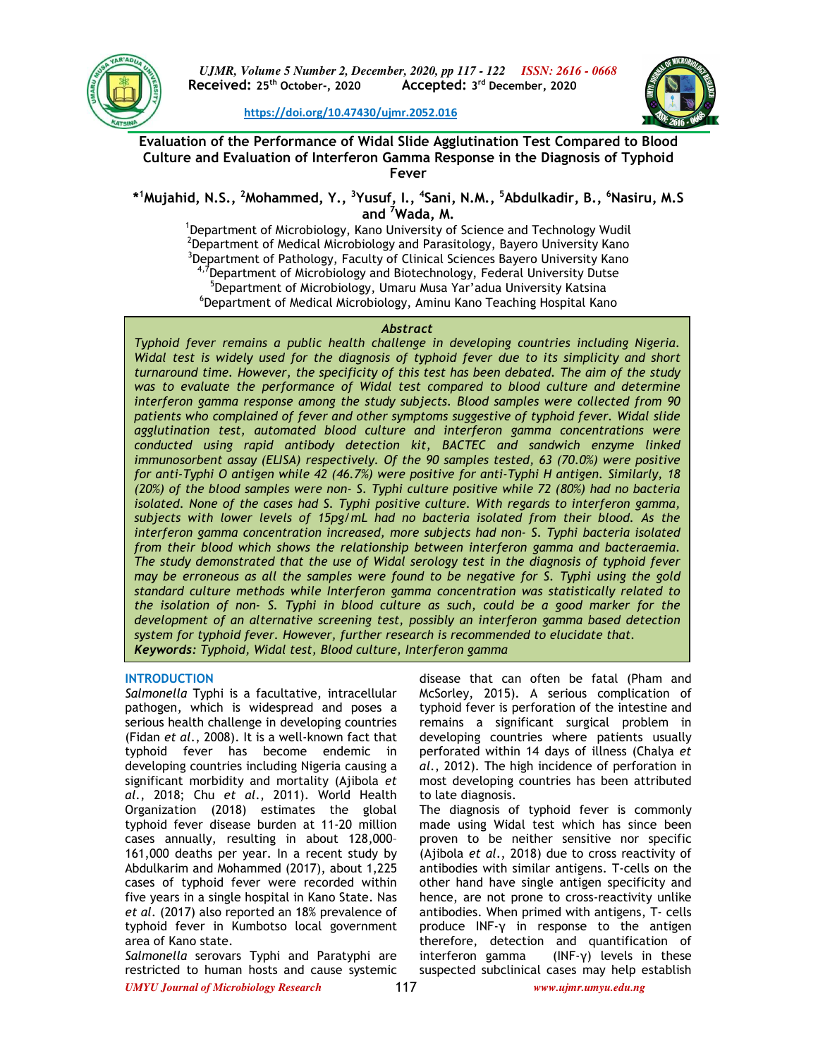Received: 25th October-, 2020 Accepted: 3rd December, 2020

https://doi.org/10.47430/ujmr.2052.016

# Evaluation of the Performance of Widal Slide Agglutination Test Compared to Blood Culture and Evaluation of Interferon Gamma Response in the Diagnosis of Typhoid Fever

**\*[1]Mujahid, N.S., [2]Mohammed, Y., [3]Yusuf, I., [4]Sani, N.M., [5]Abdulkadir, B., [6]Nasiru, M.S and [7]Wada, M.**

[1]Department of Microbiology, Kano University of Science and Technology Wudil
[2]Department of Medical Microbiology and Parasitology, Bayero University Kano
[3]Department of Pathology, Faculty of Clinical Sciences Bayero University Kano
[4,7]Department of Microbiology and Biotechnology, Federal University Dutse
[5]Department of Microbiology, Umaru Musa Yar'adua University Katsina
[6]Department of Medical Microbiology, Aminu Kano Teaching Hospital Kano

### *Abstract*

*Typhoid fever remains a public health challenge in developing countries including Nigeria. Widal test is widely used for the diagnosis of typhoid fever due to its simplicity and short turnaround time. However, the specificity of this test has been debated. The aim of the study was to evaluate the performance of Widal test compared to blood culture and determine interferon gamma response among the study subjects. Blood samples were collected from 90 patients who complained of fever and other symptoms suggestive of typhoid fever. Widal slide agglutination test, automated blood culture and interferon gamma concentrations were conducted using rapid antibody detection kit, BACTEC and sandwich enzyme linked immunosorbent assay (ELISA) respectively. Of the 90 samples tested, 63 (70.0%) were positive for anti-Typhi O antigen while 42 (46.7%) were positive for anti-Typhi H antigen. Similarly, 18 (20%) of the blood samples were non- S. Typhi culture positive while 72 (80%) had no bacteria isolated. None of the cases had S. Typhi positive culture. With regards to interferon gamma, subjects with lower levels of 15pg/mL had no bacteria isolated from their blood. As the interferon gamma concentration increased, more subjects had non- S. Typhi bacteria isolated from their blood which shows the relationship between interferon gamma and bacteraemia. The study demonstrated that the use of Widal serology test in the diagnosis of typhoid fever may be erroneous as all the samples were found to be negative for S. Typhi using the gold standard culture methods while Interferon gamma concentration was statistically related to the isolation of non- S. Typhi in blood culture as such, could be a good marker for the development of an alternative screening test, possibly an interferon gamma based detection system for typhoid fever. However, further research is recommended to elucidate that.*

***Keywords**: Typhoid, Widal test, Blood culture, Interferon gamma*

## INTRODUCTION

*Salmonella* Typhi is a facultative, intracellular pathogen, which is widespread and poses a serious health challenge in developing countries (Fidan *et al.*, 2008). It is a well-known fact that typhoid fever has become endemic in developing countries including Nigeria causing a significant morbidity and mortality (Ajibola *et al.*, 2018; Chu *et al.*, 2011). World Health Organization (2018) estimates the global typhoid fever disease burden at 11-20 million cases annually, resulting in about 128,000–161,000 deaths per year. In a recent study by Abdulkarim and Mohammed (2017), about 1,225 cases of typhoid fever were recorded within five years in a single hospital in Kano State. Nas *et al.* (2017) also reported an 18% prevalence of typhoid fever in Kumbotso local government area of Kano state.

*Salmonella* serovars Typhi and Paratyphi are restricted to human hosts and cause systemic disease that can often be fatal (Pham and McSorley, 2015). A serious complication of typhoid fever is perforation of the intestine and remains a significant surgical problem in developing countries where patients usually perforated within 14 days of illness (Chalya *et al.*, 2012). The high incidence of perforation in most developing countries has been attributed to late diagnosis.

The diagnosis of typhoid fever is commonly made using Widal test which has since been proven to be neither sensitive nor specific (Ajibola *et al.*, 2018) due to cross reactivity of antibodies with similar antigens. T-cells on the other hand have single antigen specificity and hence, are not prone to cross-reactivity unlike antibodies. When primed with antigens, T- cells produce INF-γ in response to the antigen therefore, detection and quantification of interferon gamma (INF-γ) levels in these suspected subclinical cases may help establish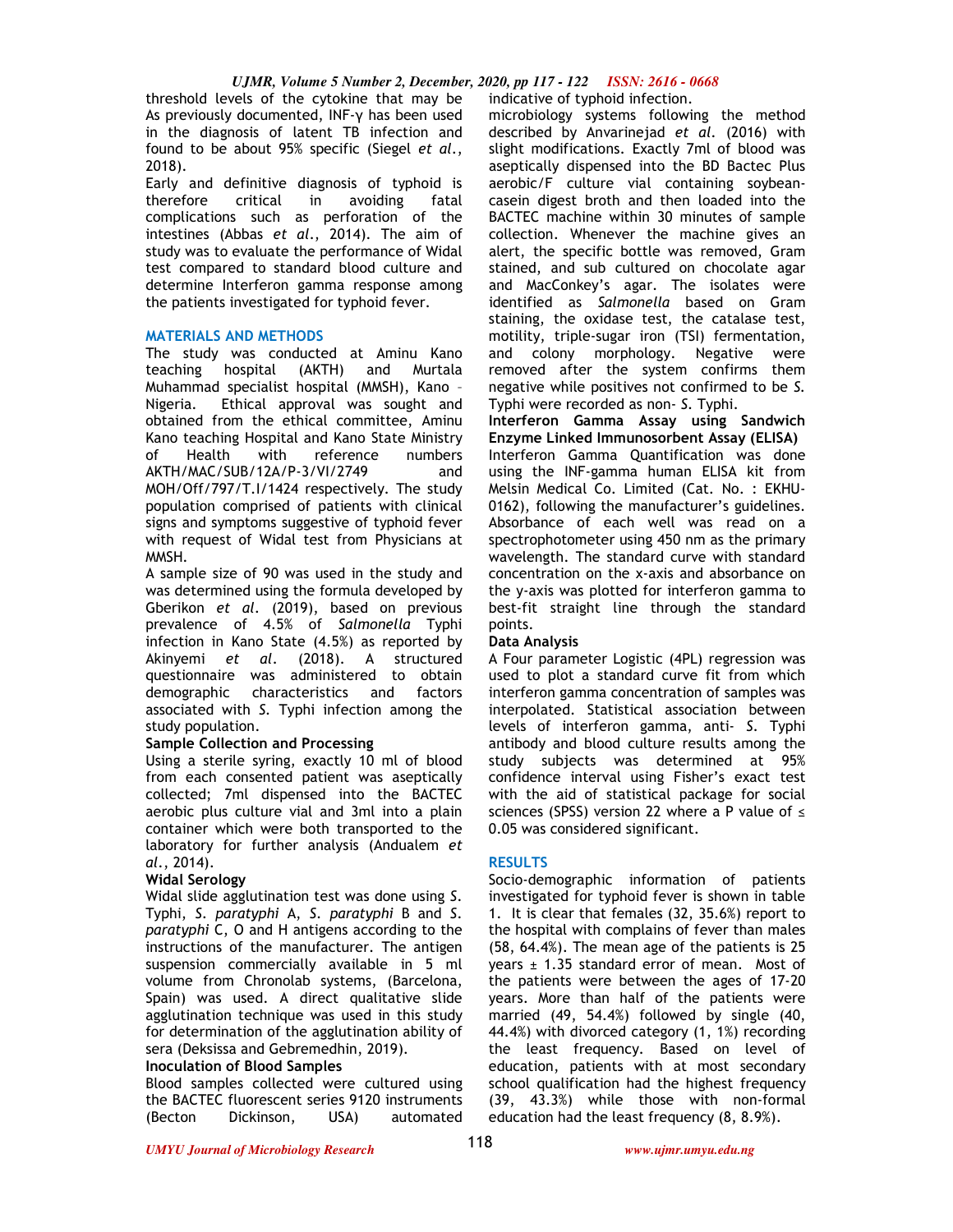threshold levels of the cytokine that may be As previously documented, INF-γ has been used in the diagnosis of latent TB infection and found to be about 95% specific (Siegel *et al.,* 2018).

Early and definitive diagnosis of typhoid is therefore critical in avoiding fatal complications such as perforation of the intestines (Abbas *et al.,* 2014). The aim of study was to evaluate the performance of Widal test compared to standard blood culture and determine Interferon gamma response among the patients investigated for typhoid fever.

## MATERIALS AND METHODS

The study was conducted at Aminu Kano teaching hospital (AKTH) and Murtala Muhammad specialist hospital (MMSH), Kano – Nigeria. Ethical approval was sought and obtained from the ethical committee, Aminu Kano teaching Hospital and Kano State Ministry of Health with reference numbers AKTH/MAC/SUB/12A/P-3/VI/2749 and MOH/Off/797/T.I/1424 respectively. The study population comprised of patients with clinical signs and symptoms suggestive of typhoid fever with request of Widal test from Physicians at MMSH.

A sample size of 90 was used in the study and was determined using the formula developed by Gberikon *et al*. (2019), based on previous prevalence of 4.5% of *Salmonella* Typhi infection in Kano State (4.5%) as reported by Akinyemi *et al*. (2018). A structured questionnaire was administered to obtain demographic characteristics and factors associated with *S.* Typhi infection among the study population.

**Sample Collection and Processing**

Using a sterile syring, exactly 10 ml of blood from each consented patient was aseptically collected; 7ml dispensed into the BACTEC aerobic plus culture vial and 3ml into a plain container which were both transported to the laboratory for further analysis (Andualem *et al*., 2014).

**Widal Serology**

Widal slide agglutination test was done using *S.* Typhi, *S. paratyphi* A, *S. paratyphi* B and *S. paratyphi* C, O and H antigens according to the instructions of the manufacturer. The antigen suspension commercially available in 5 ml volume from Chronolab systems, (Barcelona, Spain) was used. A direct qualitative slide agglutination technique was used in this study for determination of the agglutination ability of sera (Deksissa and Gebremedhin, 2019).

**Inoculation of Blood Samples**

Blood samples collected were cultured using the BACTEC fluorescent series 9120 instruments (Becton Dickinson, USA) automated microbiology systems following the method described by Anvarinejad *et al*. (2016) with slight modifications. Exactly 7ml of blood was aseptically dispensed into the BD Bactec Plus aerobic/F culture vial containing soybean-casein digest broth and then loaded into the BACTEC machine within 30 minutes of sample collection. Whenever the machine gives an alert, the specific bottle was removed, Gram stained, and sub cultured on chocolate agar and MacConkey's agar. The isolates were identified as *Salmonella* based on Gram staining, the oxidase test, the catalase test, motility, triple-sugar iron (TSI) fermentation, and colony morphology. Negative were removed after the system confirms them negative while positives not confirmed to be *S.* Typhi were recorded as non- *S.* Typhi. indicative of typhoid infection.

**Interferon Gamma Assay using Sandwich Enzyme Linked Immunosorbent Assay (ELISA)**

Interferon Gamma Quantification was done using the INF-gamma human ELISA kit from Melsin Medical Co. Limited (Cat. No. : EKHU-0162), following the manufacturer's guidelines. Absorbance of each well was read on a spectrophotometer using 450 nm as the primary wavelength. The standard curve with standard concentration on the x-axis and absorbance on the y-axis was plotted for interferon gamma to best-fit straight line through the standard points.

**Data Analysis**

A Four parameter Logistic (4PL) regression was used to plot a standard curve fit from which interferon gamma concentration of samples was interpolated. Statistical association between levels of interferon gamma, anti- *S.* Typhi antibody and blood culture results among the study subjects was determined at 95% confidence interval using Fisher's exact test with the aid of statistical package for social sciences (SPSS) version 22 where a P value of $\leq$ 0.05 was considered significant.

## RESULTS

Socio-demographic information of patients investigated for typhoid fever is shown in table 1. It is clear that females (32, 35.6%) report to the hospital with complains of fever than males (58, 64.4%). The mean age of the patients is 25 years ± 1.35 standard error of mean. Most of the patients were between the ages of 17-20 years. More than half of the patients were married (49, 54.4%) followed by single (40, 44.4%) with divorced category (1, 1%) recording the least frequency. Based on level of education, patients with at most secondary school qualification had the highest frequency (39, 43.3%) while those with non-formal education had the least frequency (8, 8.9%).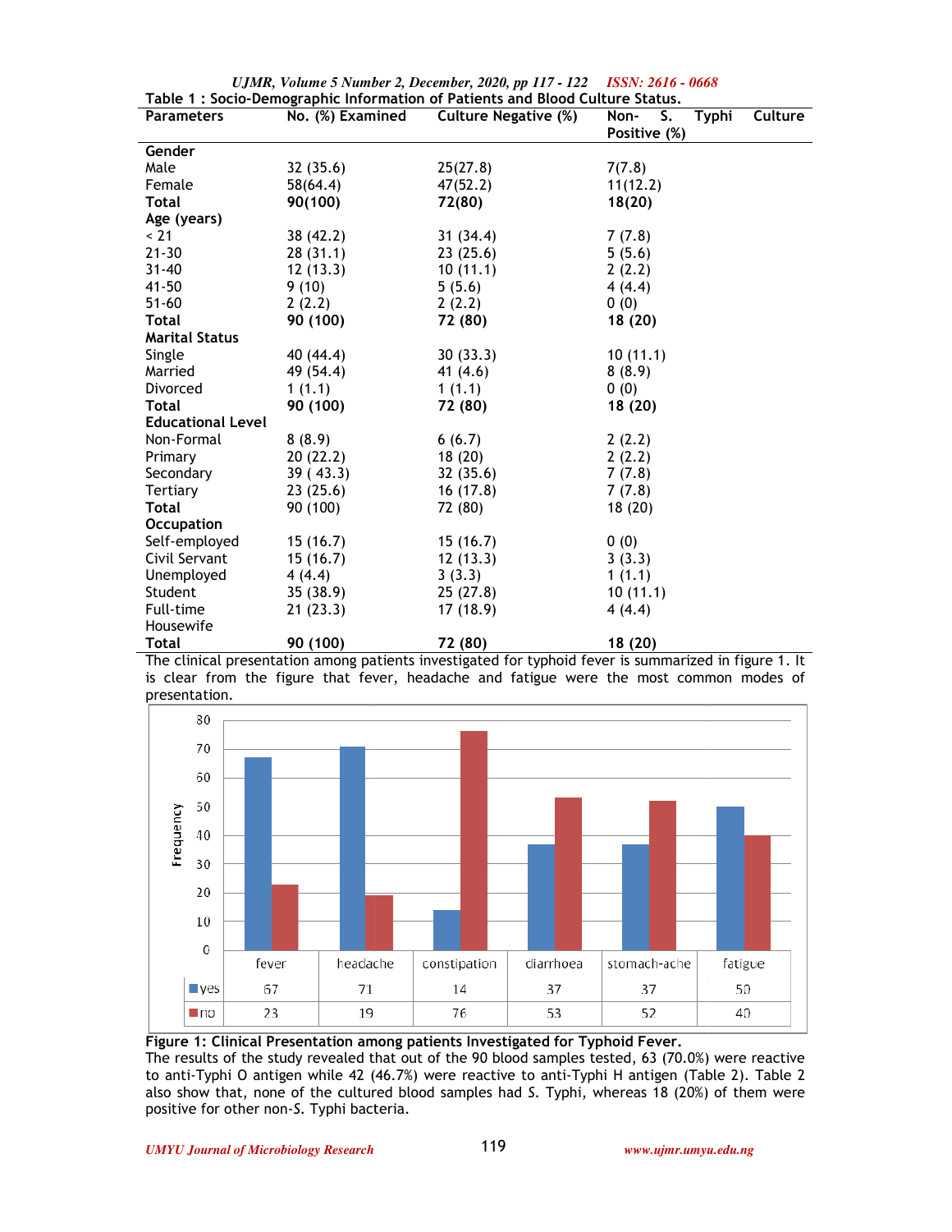**Table 1 : Socio-Demographic Information of Patients and Blood Culture Status.**

| Parameters | No. (%) Examined | Culture Negative (%) | Non- S. Typhi Culture Positive (%) |
|---|---|---|---|
| **Gender** | | | |
| Male | 32 (35.6) | 25(27.8) | 7(7.8) |
| Female | 58(64.4) | 47(52.2) | 11(12.2) |
| **Total** | **90(100)** | **72(80)** | **18(20)** |
| **Age (years)** | | | |
| < 21 | 38 (42.2) | 31 (34.4) | 7 (7.8) |
| 21-30 | 28 (31.1) | 23 (25.6) | 5 (5.6) |
| 31-40 | 12 (13.3) | 10 (11.1) | 2 (2.2) |
| 41-50 | 9 (10) | 5 (5.6) | 4 (4.4) |
| 51-60 | 2 (2.2) | 2 (2.2) | 0 (0) |
| **Total** | **90 (100)** | **72 (80)** | **18 (20)** |
| **Marital Status** | | | |
| Single | 40 (44.4) | 30 (33.3) | 10 (11.1) |
| Married | 49 (54.4) | 41 (4.6) | 8 (8.9) |
| Divorced | 1 (1.1) | 1 (1.1) | 0 (0) |
| **Total** | **90 (100)** | **72 (80)** | **18 (20)** |
| **Educational Level** | | | |
| Non-Formal | 8 (8.9) | 6 (6.7) | 2 (2.2) |
| Primary | 20 (22.2) | 18 (20) | 2 (2.2) |
| Secondary | 39 ( 43.3) | 32 (35.6) | 7 (7.8) |
| Tertiary | 23 (25.6) | 16 (17.8) | 7 (7.8) |
| **Total** | 90 (100) | 72 (80) | 18 (20) |
| **Occupation** | | | |
| Self-employed | 15 (16.7) | 15 (16.7) | 0 (0) |
| Civil Servant | 15 (16.7) | 12 (13.3) | 3 (3.3) |
| Unemployed | 4 (4.4) | 3 (3.3) | 1 (1.1) |
| Student | 35 (38.9) | 25 (27.8) | 10 (11.1) |
| Full-time Housewife | 21 (23.3) | 17 (18.9) | 4 (4.4) |
| **Total** | **90 (100)** | **72 (80)** | **18 (20)** |

The clinical presentation among patients investigated for typhoid fever is summarized in figure 1. It is clear from the figure that fever, headache and fatigue were the most common modes of presentation.

| | fever | headache | constipation | diarrhoea | stomach-ache | fatigue |
|---|---|---|---|---|---|---|
| yes | 67 | 71 | 14 | 37 | 37 | 50 |
| no | 23 | 19 | 76 | 53 | 52 | 40 |

**Figure 1: Clinical Presentation among patients Investigated for Typhoid Fever.**

The results of the study revealed that out of the 90 blood samples tested, 63 (70.0%) were reactive to anti-Typhi O antigen while 42 (46.7%) were reactive to anti-Typhi H antigen (Table 2). Table 2 also show that, none of the cultured blood samples had S. Typhi, whereas 18 (20%) of them were positive for other non-S. Typhi bacteria.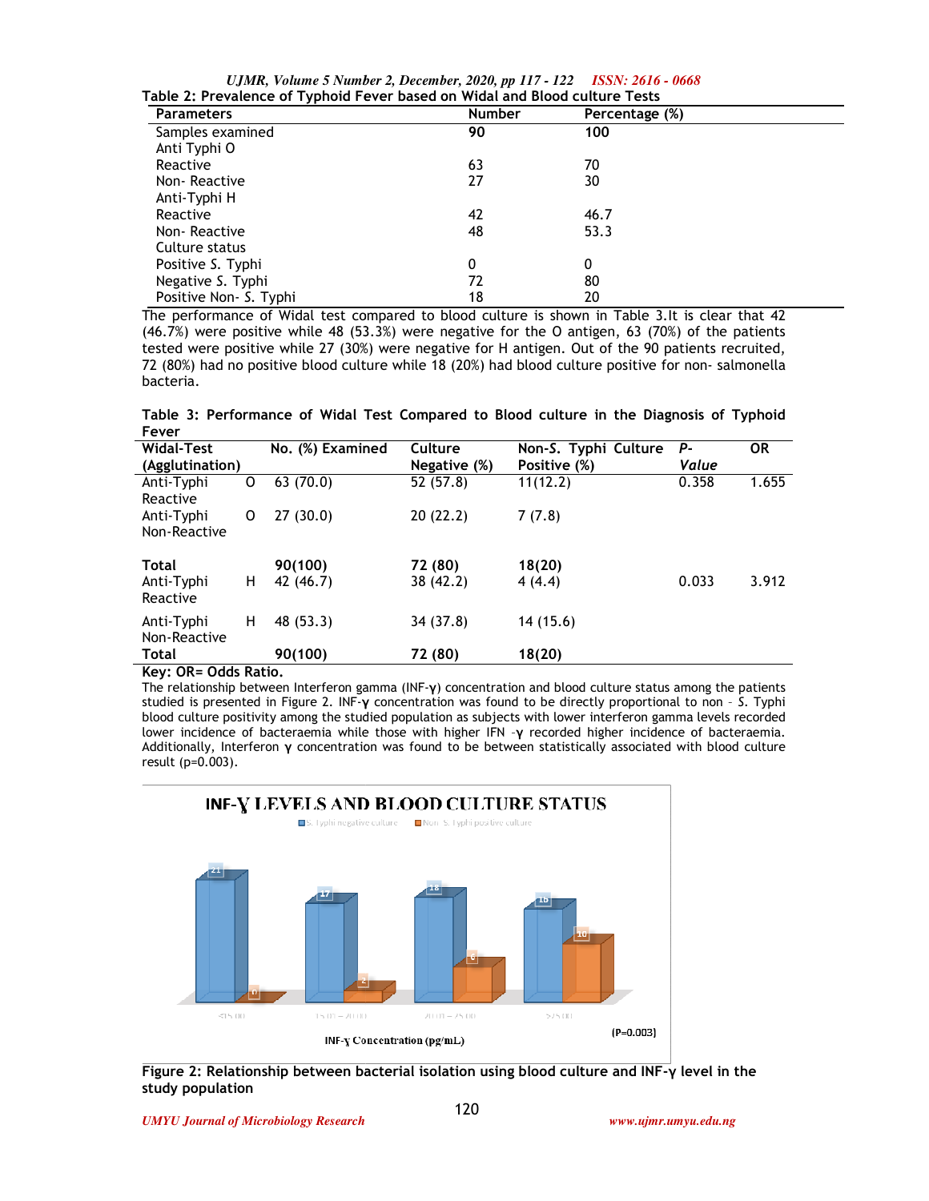**Table 2: Prevalence of Typhoid Fever based on Widal and Blood culture Tests**

| Parameters | Number | Percentage (%) |
|---|---|---|
| Samples examined | **90** | **100** |
| Anti Typhi O | | |
| Reactive | 63 | 70 |
| Non- Reactive | 27 | 30 |
| Anti-Typhi H | | |
| Reactive | 42 | 46.7 |
| Non- Reactive | 48 | 53.3 |
| Culture status | | |
| Positive *S.* Typhi | 0 | 0 |
| Negative *S.* Typhi | 72 | 80 |
| Positive Non- *S.* Typhi | 18 | 20 |

The performance of Widal test compared to blood culture is shown in Table 3.It is clear that 42 (46.7%) were positive while 48 (53.3%) were negative for the O antigen, 63 (70%) of the patients tested were positive while 27 (30%) were negative for H antigen. Out of the 90 patients recruited, 72 (80%) had no positive blood culture while 18 (20%) had blood culture positive for non- salmonella bacteria.

**Table 3: Performance of Widal Test Compared to Blood culture in the Diagnosis of Typhoid Fever**

| Widal-Test (Agglutination) | No. (%) Examined | Culture Negative (%) | Non-*S.* Typhi Culture Positive (%) | *P*-*Value* | OR |
|---|---|---|---|---|---|
| Anti-Typhi O Reactive | 63 (70.0) | 52 (57.8) | 11(12.2) | 0.358 | 1.655 |
| Anti-Typhi O Non-Reactive | 27 (30.0) | 20 (22.2) | 7 (7.8) | | |
| **Total** | **90(100)** | **72 (80)** | **18(20)** | | |
| Anti-Typhi H Reactive | 42 (46.7) | 38 (42.2) | 4 (4.4) | 0.033 | 3.912 |
| Anti-Typhi H Non-Reactive | 48 (53.3) | 34 (37.8) | 14 (15.6) | | |
| **Total** | **90(100)** | **72 (80)** | **18(20)** | | |

**Key: OR= Odds Ratio.**

The relationship between Interferon gamma (INF-γ) concentration and blood culture status among the patients studied is presented in Figure 2. INF-γ concentration was found to be directly proportional to non – *S.* Typhi blood culture positivity among the studied population as subjects with lower interferon gamma levels recorded lower incidence of bacteraemia while those with higher IFN -γ recorded higher incidence of bacteraemia. Additionally, Interferon γ concentration was found to be between statistically associated with blood culture result (p=0.003).

**Figure 2: Relationship between bacterial isolation using blood culture and INF-γ level in the study population**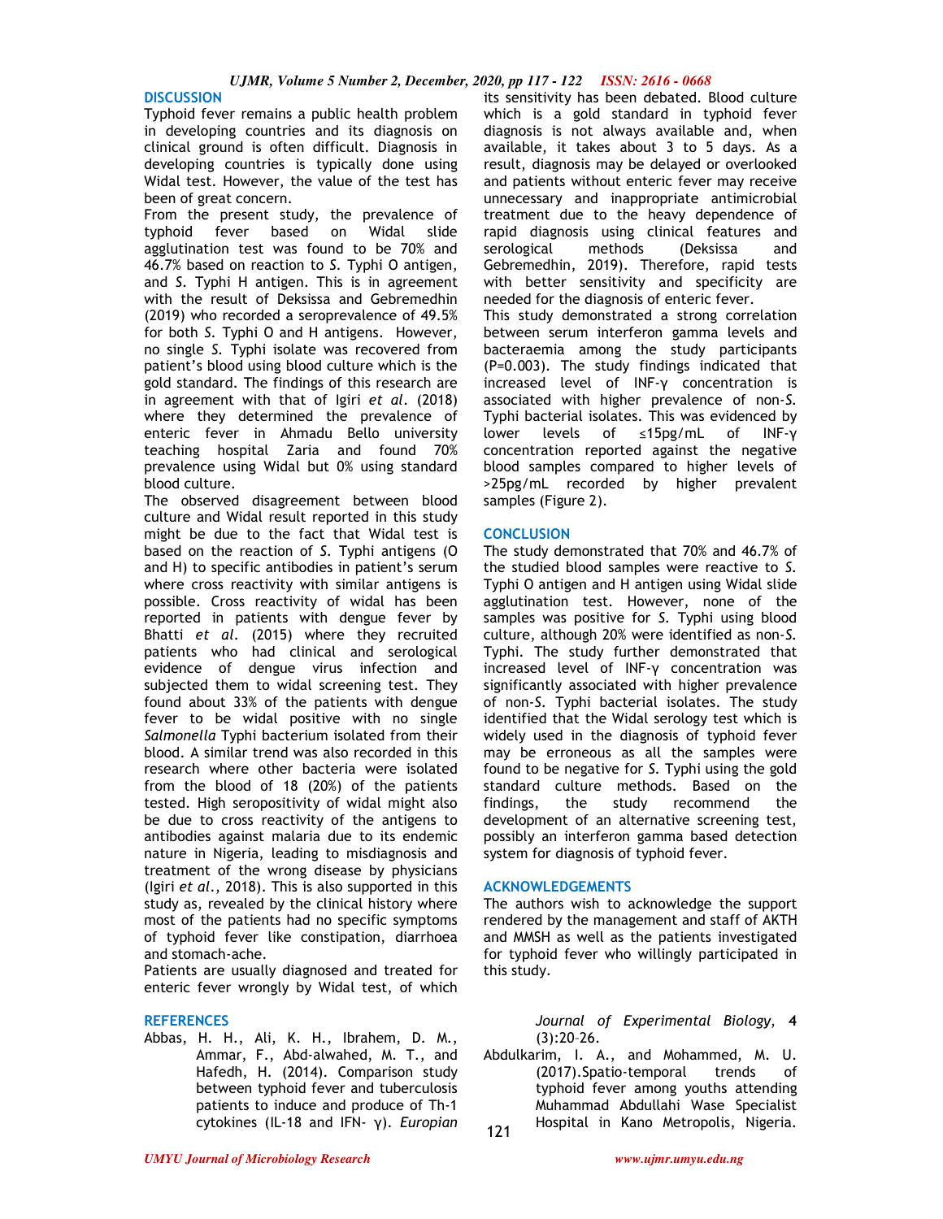## DISCUSSION

Typhoid fever remains a public health problem in developing countries and its diagnosis on clinical ground is often difficult. Diagnosis in developing countries is typically done using Widal test. However, the value of the test has been of great concern.

From the present study, the prevalence of typhoid fever based on Widal slide agglutination test was found to be 70% and 46.7% based on reaction to *S.* Typhi O antigen, and *S.* Typhi H antigen. This is in agreement with the result of Deksissa and Gebremedhin (2019) who recorded a seroprevalence of 49.5% for both *S.* Typhi O and H antigens. However, no single *S.* Typhi isolate was recovered from patient's blood using blood culture which is the gold standard. The findings of this research are in agreement with that of Igiri *et al*. (2018) where they determined the prevalence of enteric fever in Ahmadu Bello university teaching hospital Zaria and found 70% prevalence using Widal but 0% using standard blood culture.

The observed disagreement between blood culture and Widal result reported in this study might be due to the fact that Widal test is based on the reaction of *S.* Typhi antigens (O and H) to specific antibodies in patient's serum where cross reactivity with similar antigens is possible. Cross reactivity of widal has been reported in patients with dengue fever by Bhatti *et al*. (2015) where they recruited patients who had clinical and serological evidence of dengue virus infection and subjected them to widal screening test. They found about 33% of the patients with dengue fever to be widal positive with no single *Salmonella* Typhi bacterium isolated from their blood. A similar trend was also recorded in this research where other bacteria were isolated from the blood of 18 (20%) of the patients tested. High seropositivity of widal might also be due to cross reactivity of the antigens to antibodies against malaria due to its endemic nature in Nigeria, leading to misdiagnosis and treatment of the wrong disease by physicians (Igiri *et al*., 2018). This is also supported in this study as, revealed by the clinical history where most of the patients had no specific symptoms of typhoid fever like constipation, diarrhoea and stomach-ache.

Patients are usually diagnosed and treated for enteric fever wrongly by Widal test, of which its sensitivity has been debated. Blood culture which is a gold standard in typhoid fever diagnosis is not always available and, when available, it takes about 3 to 5 days. As a result, diagnosis may be delayed or overlooked and patients without enteric fever may receive unnecessary and inappropriate antimicrobial treatment due to the heavy dependence of rapid diagnosis using clinical features and serological methods (Deksissa and Gebremedhin, 2019). Therefore, rapid tests with better sensitivity and specificity are needed for the diagnosis of enteric fever.

This study demonstrated a strong correlation between serum interferon gamma levels and bacteraemia among the study participants (P=0.003). The study findings indicated that increased level of INF-γ concentration is associated with higher prevalence of non-*S.* Typhi bacterial isolates. This was evidenced by lower levels of ≤15pg/mL of INF-γ concentration reported against the negative blood samples compared to higher levels of >25pg/mL recorded by higher prevalent samples (Figure 2).

## CONCLUSION

The study demonstrated that 70% and 46.7% of the studied blood samples were reactive to *S.* Typhi O antigen and H antigen using Widal slide agglutination test. However, none of the samples was positive for *S.* Typhi using blood culture, although 20% were identified as non-*S.* Typhi. The study further demonstrated that increased level of INF-γ concentration was significantly associated with higher prevalence of non-*S.* Typhi bacterial isolates. The study identified that the Widal serology test which is widely used in the diagnosis of typhoid fever may be erroneous as all the samples were found to be negative for *S.* Typhi using the gold standard culture methods. Based on the findings, the study recommend the development of an alternative screening test, possibly an interferon gamma based detection system for diagnosis of typhoid fever.

## ACKNOWLEDGEMENTS

The authors wish to acknowledge the support rendered by the management and staff of AKTH and MMSH as well as the patients investigated for typhoid fever who willingly participated in this study.

## REFERENCES

Abbas, H. H., Ali, K. H., Ibrahem, D. M., Ammar, F., Abd-alwahed, M. T., and Hafedh, H. (2014). Comparison study between typhoid fever and tuberculosis patients to induce and produce of Th-1 cytokines (IL-18 and IFN- γ). *Europian Journal of Experimental Biology*, **4** (3):20–26.

Abdulkarim, I. A., and Mohammed, M. U. (2017).Spatio-temporal trends of typhoid fever among youths attending Muhammad Abdullahi Wase Specialist Hospital in Kano Metropolis, Nigeria.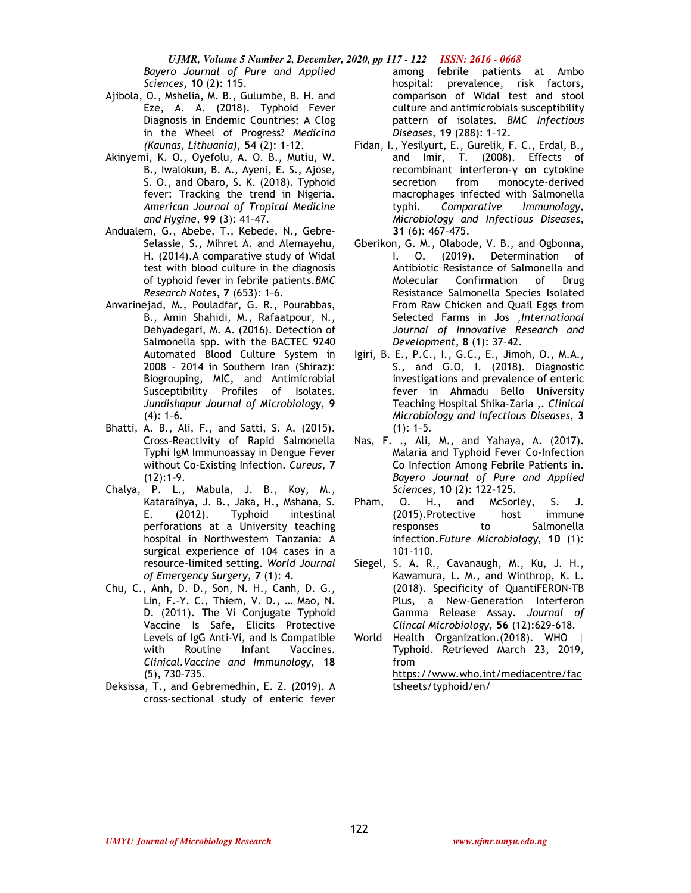*Bayero Journal of Pure and Applied Sciences*, **10** (2): 115.

Ajibola, O., Mshelia, M. B., Gulumbe, B. H. and Eze, A. A. (2018). Typhoid Fever Diagnosis in Endemic Countries: A Clog in the Wheel of Progress? *Medicina (Kaunas, Lithuania)*, **54** (2): 1-12.

Akinyemi, K. O., Oyefolu, A. O. B., Mutiu, W. B., Iwalokun, B. A., Ayeni, E. S., Ajose, S. O., and Obaro, S. K. (2018). Typhoid fever: Tracking the trend in Nigeria. *American Journal of Tropical Medicine and Hygine*, **99** (3): 41–47.

Andualem, G., Abebe, T., Kebede, N., Gebre-Selassie, S., Mihret A. and Alemayehu, H. (2014).A comparative study of Widal test with blood culture in the diagnosis of typhoid fever in febrile patients.*BMC Research Notes*, **7** (653): 1–6.

Anvarinejad, M., Pouladfar, G. R., Pourabbas, B., Amin Shahidi, M., Rafaatpour, N., Dehyadegari, M. A. (2016). Detection of Salmonella spp. with the BACTEC 9240 Automated Blood Culture System in 2008 - 2014 in Southern Iran (Shiraz): Biogrouping, MIC, and Antimicrobial Susceptibility Profiles of Isolates. *Jundishapur Journal of Microbiology*, **9** (4): 1–6.

Bhatti, A. B., Ali, F., and Satti, S. A. (2015). Cross-Reactivity of Rapid Salmonella Typhi IgM Immunoassay in Dengue Fever without Co-Existing Infection. *Cureus*, **7** (12):1–9.

Chalya, P. L., Mabula, J. B., Koy, M., Kataraihya, J. B., Jaka, H., Mshana, S. E. (2012). Typhoid intestinal perforations at a University teaching hospital in Northwestern Tanzania: A surgical experience of 104 cases in a resource-limited setting. *World Journal of Emergency Surgery*, **7** (1): 4.

Chu, C., Anh, D. D., Son, N. H., Canh, D. G., Lin, F.-Y. C., Thiem, V. D., … Mao, N. D. (2011). The Vi Conjugate Typhoid Vaccine Is Safe, Elicits Protective Levels of IgG Anti-Vi, and Is Compatible with Routine Infant Vaccines. *Clinical.Vaccine and Immunology*, **18** (5), 730–735.

Deksissa, T., and Gebremedhin, E. Z. (2019). A cross-sectional study of enteric fever among febrile patients at Ambo hospital: prevalence, risk factors, comparison of Widal test and stool culture and antimicrobials susceptibility pattern of isolates. *BMC Infectious Diseases*, **19** (288): 1–12.

Fidan, I., Yesilyurt, E., Gurelik, F. C., Erdal, B., and Imir, T. (2008). Effects of recombinant interferon-γ on cytokine secretion from monocyte-derived macrophages infected with Salmonella typhi. *Comparative Immunology, Microbiology and Infectious Diseases*, **31** (6): 467–475.

Gberikon, G. M., Olabode, V. B., and Ogbonna, I. O. (2019). Determination of Antibiotic Resistance of Salmonella and Molecular Confirmation of Drug Resistance Salmonella Species Isolated From Raw Chicken and Quail Eggs from Selected Farms in Jos ,*International Journal of Innovative Research and Development*, **8** (1): 37–42.

Igiri, B. E., P.C., I., G.C., E., Jimoh, O., M.A., S., and G.O, I. (2018). Diagnostic investigations and prevalence of enteric fever in Ahmadu Bello University Teaching Hospital Shika-Zaria ,. *Clinical Microbiology and Infectious Diseases*, **3** (1): 1–5.

Nas, F. ., Ali, M., and Yahaya, A. (2017). Malaria and Typhoid Fever Co-Infection Co Infection Among Febrile Patients in. *Bayero Journal of Pure and Applied Sciences*, **10** (2): 122–125.

Pham, O. H., and McSorley, S. J. (2015).Protective host immune responses to Salmonella infection.*Future Microbiology*, **10** (1): 101–110.

Siegel, S. A. R., Cavanaugh, M., Ku, J. H., Kawamura, L. M., and Winthrop, K. L. (2018). Specificity of QuantiFERON-TB Plus, a New-Generation Interferon Gamma Release Assay. *Journal of Clincal Microbiology*, **56** (12):629-618.

World Health Organization.(2018). WHO | Typhoid. Retrieved March 23, 2019, from https://www.who.int/mediacentre/factsheets/typhoid/en/